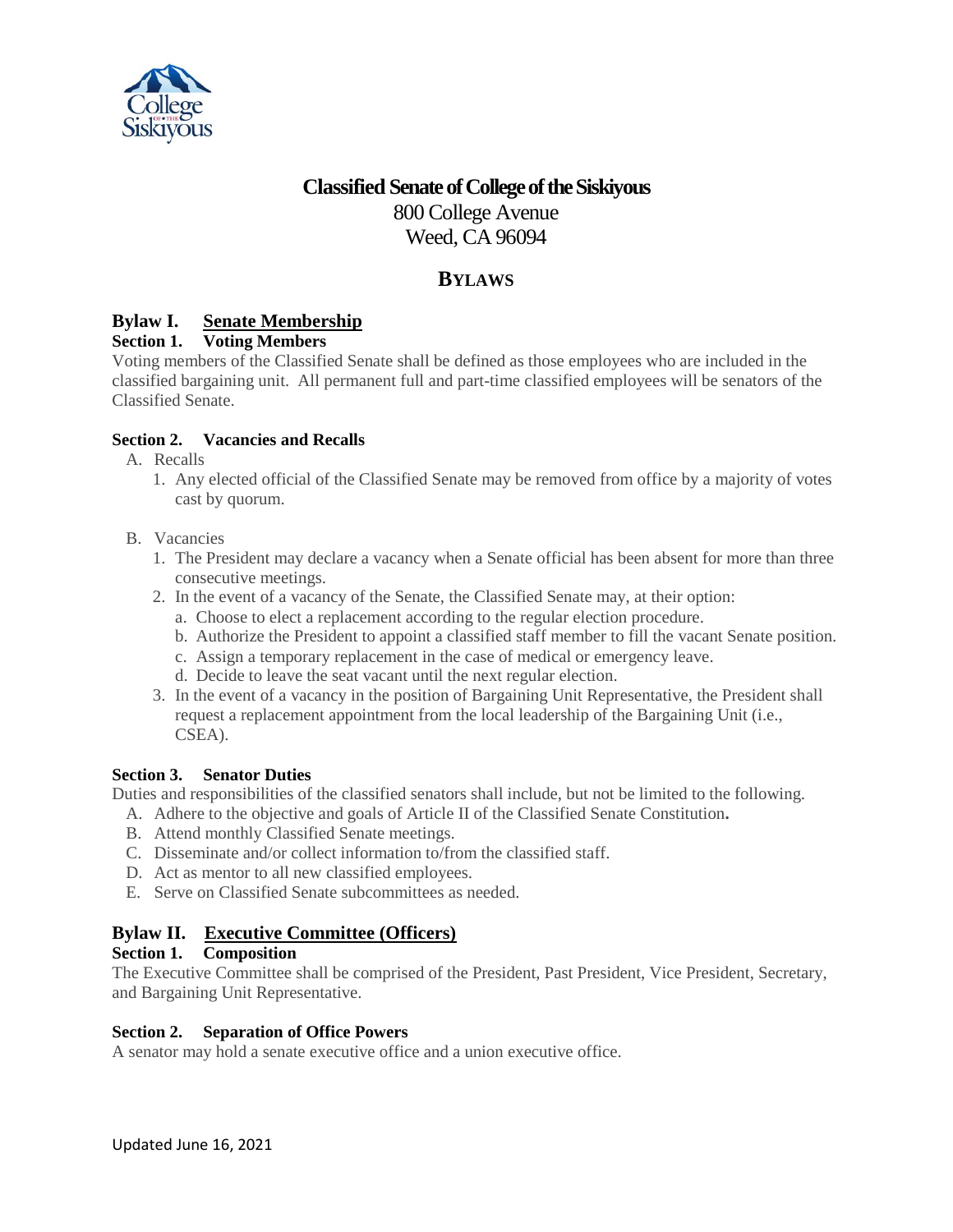# Classified Senate of College of the Siskiyous

800 College Avenue
Weed, CA 96094

## BYLAWS

## Bylaw I. Senate Membership

### Section 1. Voting Members

Voting members of the Classified Senate shall be defined as those employees who are included in the classified bargaining unit. All permanent full and part-time classified employees will be senators of the Classified Senate.

### Section 2. Vacancies and Recalls

A. Recalls
   1. Any elected official of the Classified Senate may be removed from office by a majority of votes cast by quorum.

B. Vacancies
   1. The President may declare a vacancy when a Senate official has been absent for more than three consecutive meetings.
   2. In the event of a vacancy of the Senate, the Classified Senate may, at their option:
      a. Choose to elect a replacement according to the regular election procedure.
      b. Authorize the President to appoint a classified staff member to fill the vacant Senate position.
      c. Assign a temporary replacement in the case of medical or emergency leave.
      d. Decide to leave the seat vacant until the next regular election.
   3. In the event of a vacancy in the position of Bargaining Unit Representative, the President shall request a replacement appointment from the local leadership of the Bargaining Unit (i.e., CSEA).

### Section 3. Senator Duties

Duties and responsibilities of the classified senators shall include, but not be limited to the following.

A. Adhere to the objective and goals of Article II of the Classified Senate Constitution**.**
B. Attend monthly Classified Senate meetings.
C. Disseminate and/or collect information to/from the classified staff.
D. Act as mentor to all new classified employees.
E. Serve on Classified Senate subcommittees as needed.

## Bylaw II. Executive Committee (Officers)

### Section 1. Composition

The Executive Committee shall be comprised of the President, Past President, Vice President, Secretary, and Bargaining Unit Representative.

### Section 2. Separation of Office Powers

A senator may hold a senate executive office and a union executive office.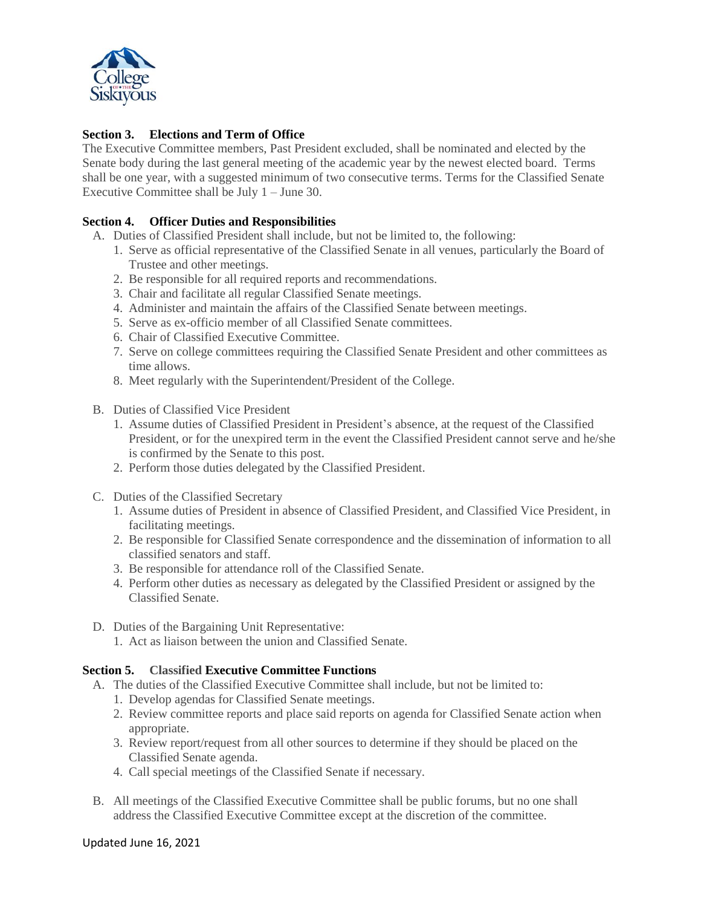### Section 3. Elections and Term of Office

The Executive Committee members, Past President excluded, shall be nominated and elected by the Senate body during the last general meeting of the academic year by the newest elected board. Terms shall be one year, with a suggested minimum of two consecutive terms. Terms for the Classified Senate Executive Committee shall be July 1 – June 30.

### Section 4. Officer Duties and Responsibilities

A. Duties of Classified President shall include, but not be limited to, the following:
   1. Serve as official representative of the Classified Senate in all venues, particularly the Board of Trustee and other meetings.
   2. Be responsible for all required reports and recommendations.
   3. Chair and facilitate all regular Classified Senate meetings.
   4. Administer and maintain the affairs of the Classified Senate between meetings.
   5. Serve as ex-officio member of all Classified Senate committees.
   6. Chair of Classified Executive Committee.
   7. Serve on college committees requiring the Classified Senate President and other committees as time allows.
   8. Meet regularly with the Superintendent/President of the College.

B. Duties of Classified Vice President
   1. Assume duties of Classified President in President's absence, at the request of the Classified President, or for the unexpired term in the event the Classified President cannot serve and he/she is confirmed by the Senate to this post.
   2. Perform those duties delegated by the Classified President.

C. Duties of the Classified Secretary
   1. Assume duties of President in absence of Classified President, and Classified Vice President, in facilitating meetings.
   2. Be responsible for Classified Senate correspondence and the dissemination of information to all classified senators and staff.
   3. Be responsible for attendance roll of the Classified Senate.
   4. Perform other duties as necessary as delegated by the Classified President or assigned by the Classified Senate.

D. Duties of the Bargaining Unit Representative:
   1. Act as liaison between the union and Classified Senate.

### Section 5. Classified Executive Committee Functions

A. The duties of the Classified Executive Committee shall include, but not be limited to:
   1. Develop agendas for Classified Senate meetings.
   2. Review committee reports and place said reports on agenda for Classified Senate action when appropriate.
   3. Review report/request from all other sources to determine if they should be placed on the Classified Senate agenda.
   4. Call special meetings of the Classified Senate if necessary.

B. All meetings of the Classified Executive Committee shall be public forums, but no one shall address the Classified Executive Committee except at the discretion of the committee.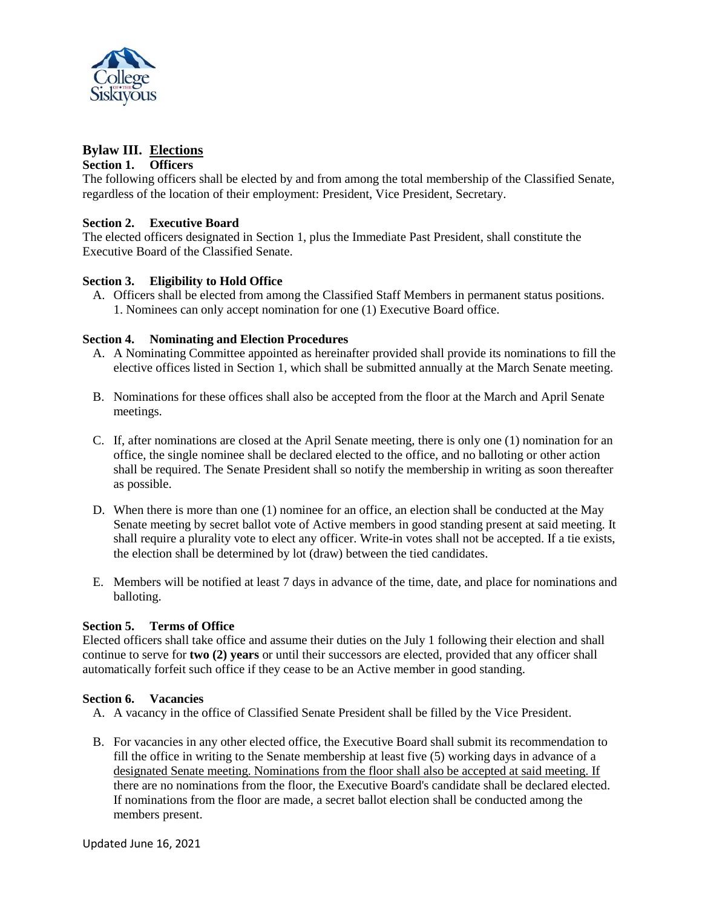## Bylaw III. Elections

### Section 1. Officers

The following officers shall be elected by and from among the total membership of the Classified Senate, regardless of the location of their employment: President, Vice President, Secretary.

### Section 2. Executive Board

The elected officers designated in Section 1, plus the Immediate Past President, shall constitute the Executive Board of the Classified Senate.

### Section 3. Eligibility to Hold Office

A. Officers shall be elected from among the Classified Staff Members in permanent status positions.
   1. Nominees can only accept nomination for one (1) Executive Board office.

### Section 4. Nominating and Election Procedures

A. A Nominating Committee appointed as hereinafter provided shall provide its nominations to fill the elective offices listed in Section 1, which shall be submitted annually at the March Senate meeting.

B. Nominations for these offices shall also be accepted from the floor at the March and April Senate meetings.

C. If, after nominations are closed at the April Senate meeting, there is only one (1) nomination for an office, the single nominee shall be declared elected to the office, and no balloting or other action shall be required. The Senate President shall so notify the membership in writing as soon thereafter as possible.

D. When there is more than one (1) nominee for an office, an election shall be conducted at the May Senate meeting by secret ballot vote of Active members in good standing present at said meeting. It shall require a plurality vote to elect any officer. Write-in votes shall not be accepted. If a tie exists, the election shall be determined by lot (draw) between the tied candidates.

E. Members will be notified at least 7 days in advance of the time, date, and place for nominations and balloting.

### Section 5. Terms of Office

Elected officers shall take office and assume their duties on the July 1 following their election and shall continue to serve for **two (2) years** or until their successors are elected, provided that any officer shall automatically forfeit such office if they cease to be an Active member in good standing.

### Section 6. Vacancies

A. A vacancy in the office of Classified Senate President shall be filled by the Vice President.

B. For vacancies in any other elected office, the Executive Board shall submit its recommendation to fill the office in writing to the Senate membership at least five (5) working days in advance of a designated Senate meeting. Nominations from the floor shall also be accepted at said meeting. If there are no nominations from the floor, the Executive Board's candidate shall be declared elected. If nominations from the floor are made, a secret ballot election shall be conducted among the members present.

Updated June 16, 2021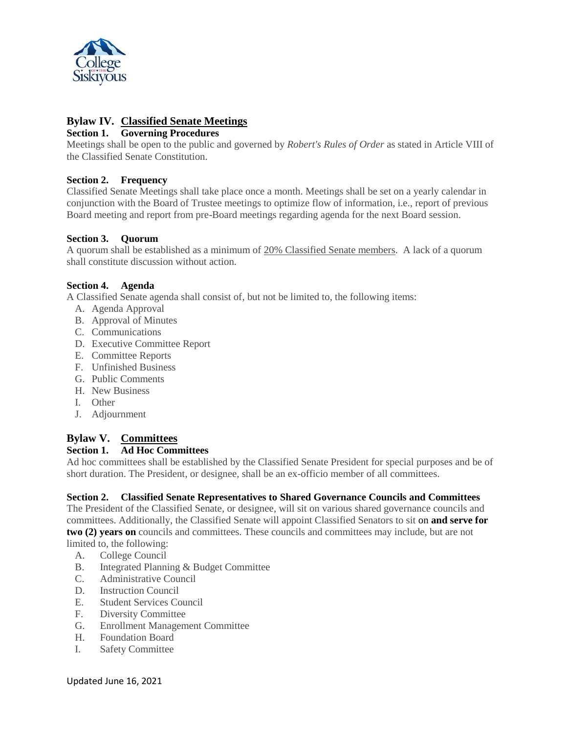## Bylaw IV. Classified Senate Meetings

### Section 1. Governing Procedures

Meetings shall be open to the public and governed by *Robert's Rules of Order* as stated in Article VIII of the Classified Senate Constitution.

### Section 2. Frequency

Classified Senate Meetings shall take place once a month. Meetings shall be set on a yearly calendar in conjunction with the Board of Trustee meetings to optimize flow of information, i.e., report of previous Board meeting and report from pre-Board meetings regarding agenda for the next Board session.

### Section 3. Quorum

A quorum shall be established as a minimum of 20% Classified Senate members. A lack of a quorum shall constitute discussion without action.

### Section 4. Agenda

A Classified Senate agenda shall consist of, but not be limited to, the following items:

A. Agenda Approval
B. Approval of Minutes
C. Communications
D. Executive Committee Report
E. Committee Reports
F. Unfinished Business
G. Public Comments
H. New Business
I. Other
J. Adjournment

## Bylaw V. Committees

### Section 1. Ad Hoc Committees

Ad hoc committees shall be established by the Classified Senate President for special purposes and be of short duration. The President, or designee, shall be an ex-officio member of all committees.

### Section 2. Classified Senate Representatives to Shared Governance Councils and Committees

The President of the Classified Senate, or designee, will sit on various shared governance councils and committees. Additionally, the Classified Senate will appoint Classified Senators to sit on **and serve for two (2) years on** councils and committees. These councils and committees may include, but are not limited to, the following:

A. College Council
B. Integrated Planning & Budget Committee
C. Administrative Council
D. Instruction Council
E. Student Services Council
F. Diversity Committee
G. Enrollment Management Committee
H. Foundation Board
I. Safety Committee

Updated June 16, 2021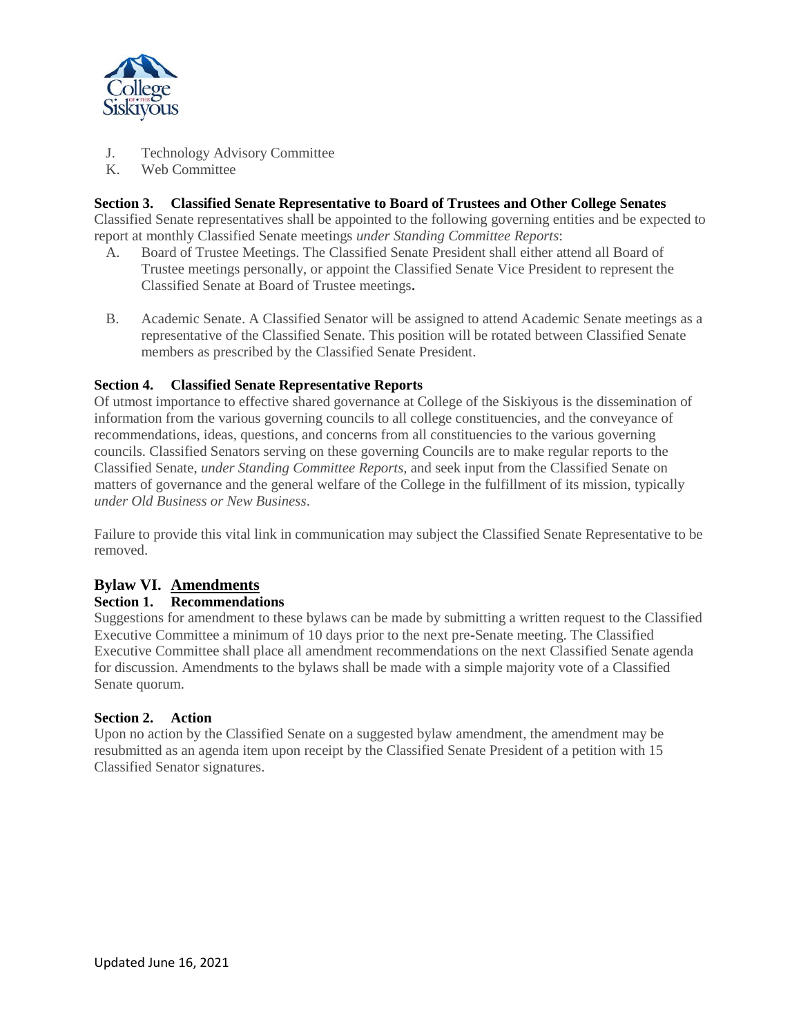J. Technology Advisory Committee
K. Web Committee

**Section 3. Classified Senate Representative to Board of Trustees and Other College Senates**

Classified Senate representatives shall be appointed to the following governing entities and be expected to report at monthly Classified Senate meetings *under Standing Committee Reports*:

A. Board of Trustee Meetings. The Classified Senate President shall either attend all Board of Trustee meetings personally, or appoint the Classified Senate Vice President to represent the Classified Senate at Board of Trustee meetings**.**

B. Academic Senate. A Classified Senator will be assigned to attend Academic Senate meetings as a representative of the Classified Senate. This position will be rotated between Classified Senate members as prescribed by the Classified Senate President.

**Section 4. Classified Senate Representative Reports**

Of utmost importance to effective shared governance at College of the Siskiyous is the dissemination of information from the various governing councils to all college constituencies, and the conveyance of recommendations, ideas, questions, and concerns from all constituencies to the various governing councils. Classified Senators serving on these governing Councils are to make regular reports to the Classified Senate, *under Standing Committee Reports*, and seek input from the Classified Senate on matters of governance and the general welfare of the College in the fulfillment of its mission, typically *under Old Business or New Business*.

Failure to provide this vital link in communication may subject the Classified Senate Representative to be removed.

## Bylaw VI. Amendments

**Section 1. Recommendations**

Suggestions for amendment to these bylaws can be made by submitting a written request to the Classified Executive Committee a minimum of 10 days prior to the next pre-Senate meeting. The Classified Executive Committee shall place all amendment recommendations on the next Classified Senate agenda for discussion. Amendments to the bylaws shall be made with a simple majority vote of a Classified Senate quorum.

**Section 2. Action**

Upon no action by the Classified Senate on a suggested bylaw amendment, the amendment may be resubmitted as an agenda item upon receipt by the Classified Senate President of a petition with 15 Classified Senator signatures.